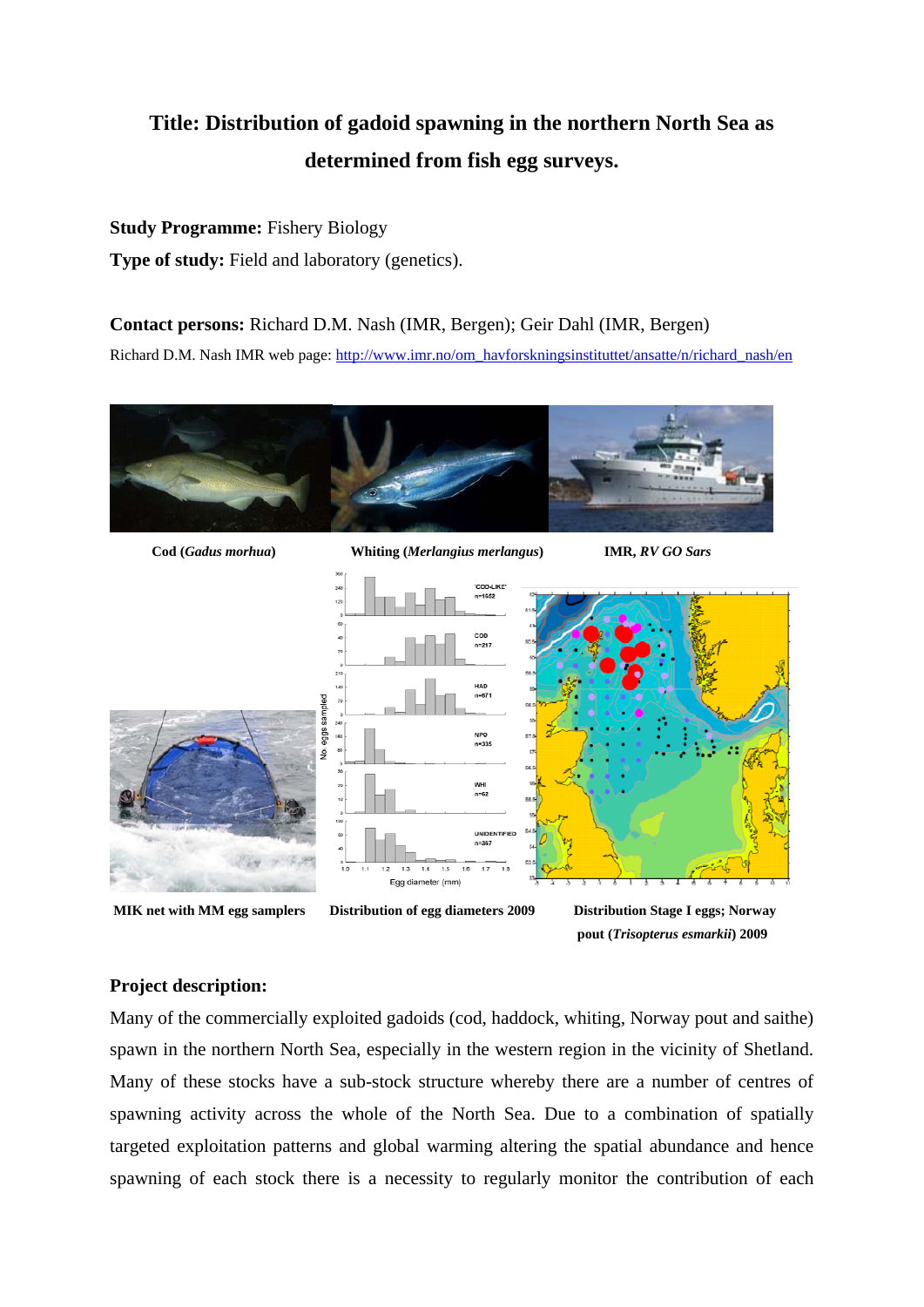# Title: Distribution of gadoid spawning in the northern North Sea as determined from fish egg surveys.

**Study Programme:** Fishery Biology

**Type of study:** Field and laboratory (genetics).

**Contact persons:** Richard D.M. Nash (IMR, Bergen); Geir Dahl (IMR, Bergen)

Richard D.M. Nash IMR web page: http://www.imr.no/om_havforskningsinstituttet/ansatte/n/richard_nash/en

Cod (*Gadus morhua*)

Whiting (*Merlangius merlangus*)

IMR, *RV GO Sars*

MIK net with MM egg samplers

Distribution of egg diameters 2009

Distribution Stage I eggs; Norway pout (*Trisopterus esmarkii*) 2009

## Project description:

Many of the commercially exploited gadoids (cod, haddock, whiting, Norway pout and saithe) spawn in the northern North Sea, especially in the western region in the vicinity of Shetland. Many of these stocks have a sub-stock structure whereby there are a number of centres of spawning activity across the whole of the North Sea. Due to a combination of spatially targeted exploitation patterns and global warming altering the spatial abundance and hence spawning of each stock there is a necessity to regularly monitor the contribution of each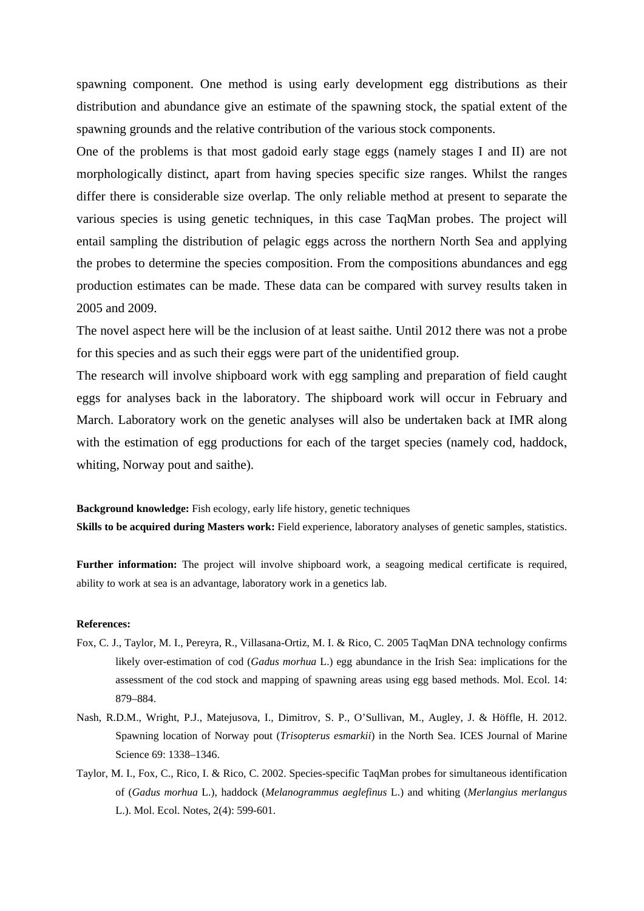spawning component. One method is using early development egg distributions as their distribution and abundance give an estimate of the spawning stock, the spatial extent of the spawning grounds and the relative contribution of the various stock components.

One of the problems is that most gadoid early stage eggs (namely stages I and II) are not morphologically distinct, apart from having species specific size ranges. Whilst the ranges differ there is considerable size overlap. The only reliable method at present to separate the various species is using genetic techniques, in this case TaqMan probes. The project will entail sampling the distribution of pelagic eggs across the northern North Sea and applying the probes to determine the species composition. From the compositions abundances and egg production estimates can be made. These data can be compared with survey results taken in 2005 and 2009.

The novel aspect here will be the inclusion of at least saithe. Until 2012 there was not a probe for this species and as such their eggs were part of the unidentified group.

The research will involve shipboard work with egg sampling and preparation of field caught eggs for analyses back in the laboratory. The shipboard work will occur in February and March. Laboratory work on the genetic analyses will also be undertaken back at IMR along with the estimation of egg productions for each of the target species (namely cod, haddock, whiting, Norway pout and saithe).

**Background knowledge:** Fish ecology, early life history, genetic techniques

**Skills to be acquired during Masters work:** Field experience, laboratory analyses of genetic samples, statistics.

**Further information:** The project will involve shipboard work, a seagoing medical certificate is required, ability to work at sea is an advantage, laboratory work in a genetics lab.

**References:**

Fox, C. J., Taylor, M. I., Pereyra, R., Villasana-Ortiz, M. I. & Rico, C. 2005 TaqMan DNA technology confirms likely over-estimation of cod (*Gadus morhua* L.) egg abundance in the Irish Sea: implications for the assessment of the cod stock and mapping of spawning areas using egg based methods. Mol. Ecol. 14: 879–884.

Nash, R.D.M., Wright, P.J., Matejusova, I., Dimitrov, S. P., O'Sullivan, M., Augley, J. & Höffle, H. 2012. Spawning location of Norway pout (*Trisopterus esmarkii*) in the North Sea. ICES Journal of Marine Science 69: 1338–1346.

Taylor, M. I., Fox, C., Rico, I. & Rico, C. 2002. Species-specific TaqMan probes for simultaneous identification of (*Gadus morhua* L.), haddock (*Melanogrammus aeglefinus* L.) and whiting (*Merlangius merlangus* L.). Mol. Ecol. Notes, 2(4): 599-601.